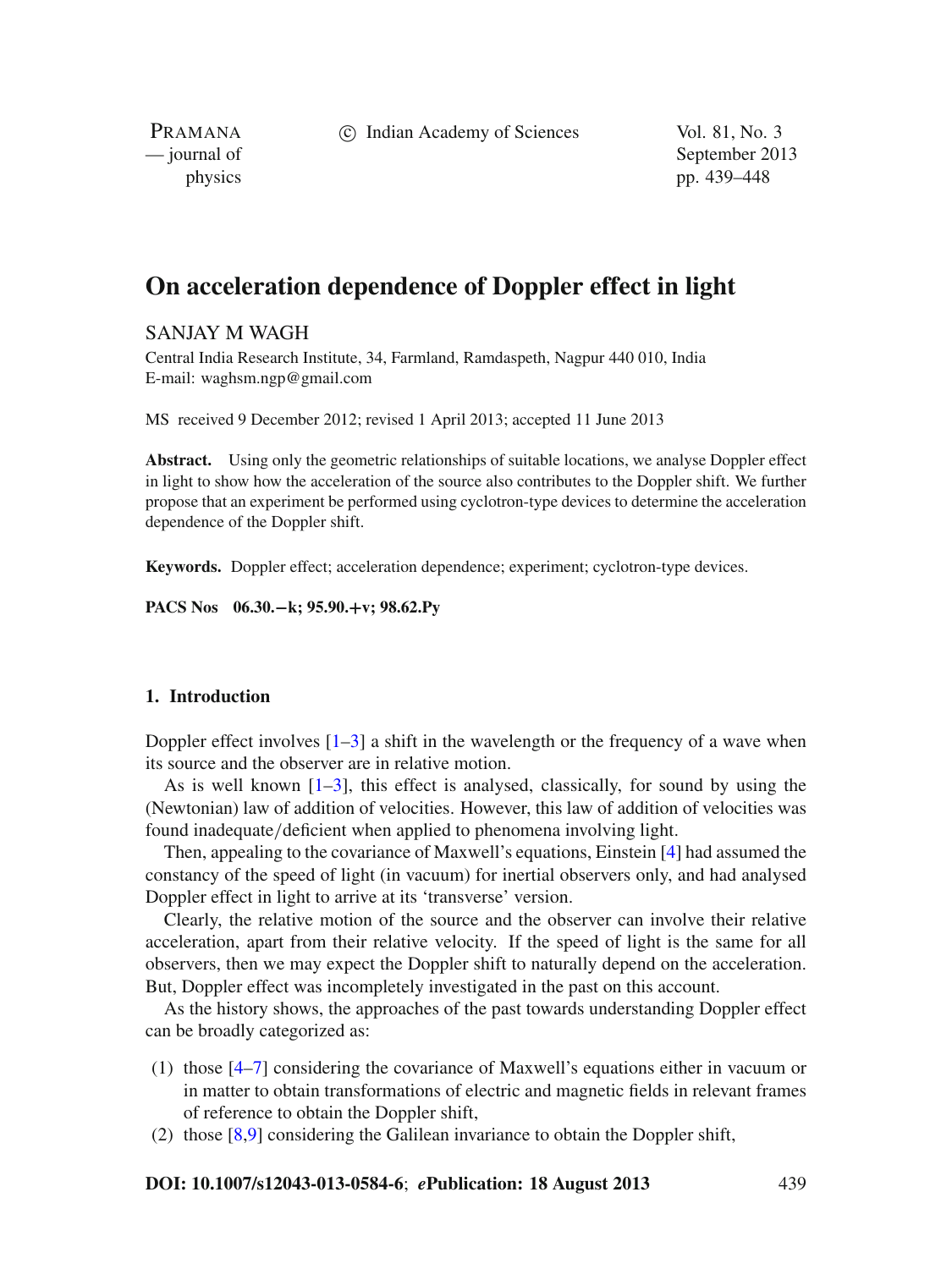# On acceleration dependence of Doppler effect in light

SANJAY M WAGH

Central India Research Institute, 34, Farmland, Ramdaspeth, Nagpur 440 010, India
E-mail: waghsm.ngp@gmail.com

MS received 9 December 2012; revised 1 April 2013; accepted 11 June 2013

**Abstract.** Using only the geometric relationships of suitable locations, we analyse Doppler effect in light to show how the acceleration of the source also contributes to the Doppler shift. We further propose that an experiment be performed using cyclotron-type devices to determine the acceleration dependence of the Doppler shift.

**Keywords.** Doppler effect; acceleration dependence; experiment; cyclotron-type devices.

**PACS Nos** 06.30.−k; 95.90.+v; 98.62.Py

## 1. Introduction

Doppler effect involves [1–3] a shift in the wavelength or the frequency of a wave when its source and the observer are in relative motion.

As is well known [1–3], this effect is analysed, classically, for sound by using the (Newtonian) law of addition of velocities. However, this law of addition of velocities was found inadequate/deficient when applied to phenomena involving light.

Then, appealing to the covariance of Maxwell's equations, Einstein [4] had assumed the constancy of the speed of light (in vacuum) for inertial observers only, and had analysed Doppler effect in light to arrive at its 'transverse' version.

Clearly, the relative motion of the source and the observer can involve their relative acceleration, apart from their relative velocity. If the speed of light is the same for all observers, then we may expect the Doppler shift to naturally depend on the acceleration. But, Doppler effect was incompletely investigated in the past on this account.

As the history shows, the approaches of the past towards understanding Doppler effect can be broadly categorized as:

(1) those [4–7] considering the covariance of Maxwell's equations either in vacuum or in matter to obtain transformations of electric and magnetic fields in relevant frames of reference to obtain the Doppler shift,
(2) those [8,9] considering the Galilean invariance to obtain the Doppler shift,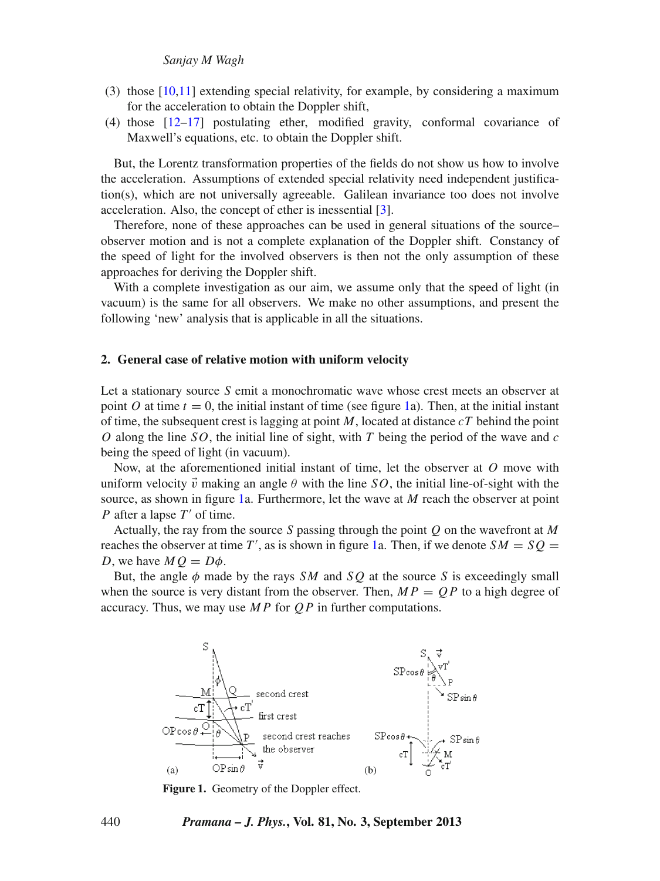(3) those [10,11] extending special relativity, for example, by considering a maximum for the acceleration to obtain the Doppler shift,

(4) those [12–17] postulating ether, modified gravity, conformal covariance of Maxwell's equations, etc. to obtain the Doppler shift.

But, the Lorentz transformation properties of the fields do not show us how to involve the acceleration. Assumptions of extended special relativity need independent justification(s), which are not universally agreeable. Galilean invariance too does not involve acceleration. Also, the concept of ether is inessential [3].

Therefore, none of these approaches can be used in general situations of the source–observer motion and is not a complete explanation of the Doppler shift. Constancy of the speed of light for the involved observers is then not the only assumption of these approaches for deriving the Doppler shift.

With a complete investigation as our aim, we assume only that the speed of light (in vacuum) is the same for all observers. We make no other assumptions, and present the following 'new' analysis that is applicable in all the situations.

## 2. General case of relative motion with uniform velocity

Let a stationary source $S$ emit a monochromatic wave whose crest meets an observer at point $O$ at time $t = 0$, the initial instant of time (see figure 1a). Then, at the initial instant of time, the subsequent crest is lagging at point $M$, located at distance $cT$ behind the point $O$ along the line $SO$, the initial line of sight, with $T$ being the period of the wave and $c$ being the speed of light (in vacuum).

Now, at the aforementioned initial instant of time, let the observer at $O$ move with uniform velocity $\vec{v}$ making an angle $\theta$ with the line $SO$, the initial line-of-sight with the source, as shown in figure 1a. Furthermore, let the wave at $M$ reach the observer at point $P$ after a lapse $T'$ of time.

Actually, the ray from the source $S$ passing through the point $Q$ on the wavefront at $M$ reaches the observer at time $T'$, as is shown in figure 1a. Then, if we denote $SM = SQ = D$, we have $MQ = D\phi$.

But, the angle $\phi$ made by the rays $SM$ and $SQ$ at the source $S$ is exceedingly small when the source is very distant from the observer. Then, $MP = QP$ to a high degree of accuracy. Thus, we may use $MP$ for $QP$ in further computations.

**Figure 1.** Geometry of the Doppler effect.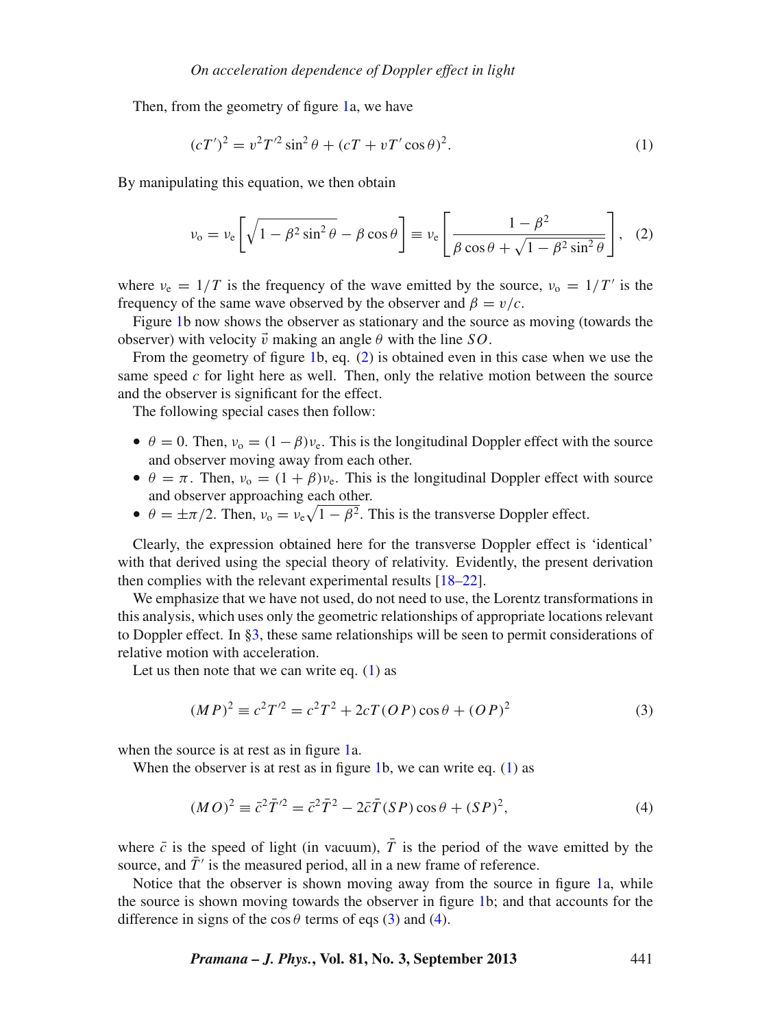Then, from the geometry of figure 1a, we have

$$(cT')^2 = v^2 T'^2 \sin^2\theta + (cT + vT'\cos\theta)^2. \tag{1}$$

By manipulating this equation, we then obtain

$$\nu_{\rm o} = \nu_{\rm e}\left[\sqrt{1-\beta^2\sin^2\theta} - \beta\cos\theta\right] \equiv \nu_{\rm e}\left[\frac{1-\beta^2}{\beta\cos\theta + \sqrt{1-\beta^2\sin^2\theta}}\right], \tag{2}$$

where $\nu_{\rm e} = 1/T$ is the frequency of the wave emitted by the source, $\nu_{\rm o} = 1/T'$ is the frequency of the same wave observed by the observer and $\beta = v/c$.

Figure 1b now shows the observer as stationary and the source as moving (towards the observer) with velocity $\vec{v}$ making an angle $\theta$ with the line $SO$.

From the geometry of figure 1b, eq. (2) is obtained even in this case when we use the same speed $c$ for light here as well. Then, only the relative motion between the source and the observer is significant for the effect.

The following special cases then follow:

- $\theta = 0$. Then, $\nu_{\rm o} = (1-\beta)\nu_{\rm e}$. This is the longitudinal Doppler effect with the source and observer moving away from each other.
- $\theta = \pi$. Then, $\nu_{\rm o} = (1+\beta)\nu_{\rm e}$. This is the longitudinal Doppler effect with source and observer approaching each other.
- $\theta = \pm\pi/2$. Then, $\nu_{\rm o} = \nu_{\rm e}\sqrt{1-\beta^2}$. This is the transverse Doppler effect.

Clearly, the expression obtained here for the transverse Doppler effect is 'identical' with that derived using the special theory of relativity. Evidently, the present derivation then complies with the relevant experimental results [18–22].

We emphasize that we have not used, do not need to use, the Lorentz transformations in this analysis, which uses only the geometric relationships of appropriate locations relevant to Doppler effect. In §3, these same relationships will be seen to permit considerations of relative motion with acceleration.

Let us then note that we can write eq. (1) as

$$(MP)^2 \equiv c^2T'^2 = c^2T^2 + 2cT(OP)\cos\theta + (OP)^2 \tag{3}$$

when the source is at rest as in figure 1a.

When the observer is at rest as in figure 1b, we can write eq. (1) as

$$(MO)^2 \equiv \bar{c}^2\bar{T}'^2 = \bar{c}^2\bar{T}^2 - 2\bar{c}\bar{T}(SP)\cos\theta + (SP)^2, \tag{4}$$

where $\bar{c}$ is the speed of light (in vacuum), $\bar{T}$ is the period of the wave emitted by the source, and $\bar{T}'$ is the measured period, all in a new frame of reference.

Notice that the observer is shown moving away from the source in figure 1a, while the source is shown moving towards the observer in figure 1b; and that accounts for the difference in signs of the $\cos\theta$ terms of eqs (3) and (4).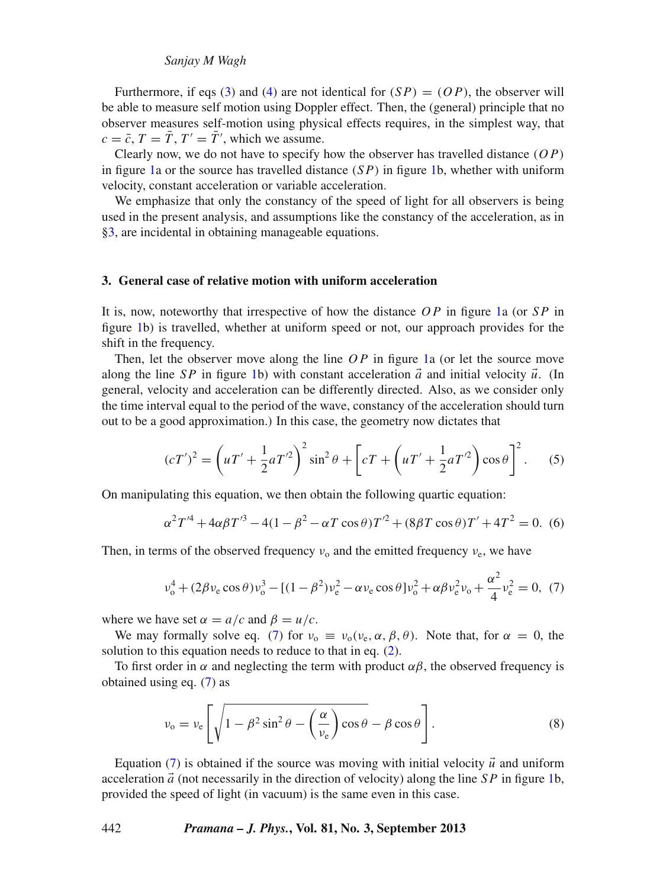Furthermore, if eqs (3) and (4) are not identical for $(SP) = (OP)$, the observer will be able to measure self motion using Doppler effect. Then, the (general) principle that no observer measures self-motion using physical effects requires, in the simplest way, that $c = \bar{c}$, $T = \bar{T}$, $T' = \bar{T}'$, which we assume.

Clearly now, we do not have to specify how the observer has travelled distance $(OP)$ in figure 1a or the source has travelled distance $(SP)$ in figure 1b, whether with uniform velocity, constant acceleration or variable acceleration.

We emphasize that only the constancy of the speed of light for all observers is being used in the present analysis, and assumptions like the constancy of the acceleration, as in §3, are incidental in obtaining manageable equations.

### 3. General case of relative motion with uniform acceleration

It is, now, noteworthy that irrespective of how the distance $OP$ in figure 1a (or $SP$ in figure 1b) is travelled, whether at uniform speed or not, our approach provides for the shift in the frequency.

Then, let the observer move along the line $OP$ in figure 1a (or let the source move along the line $SP$ in figure 1b) with constant acceleration $\vec{a}$ and initial velocity $\vec{u}$. (In general, velocity and acceleration can be differently directed. Also, as we consider only the time interval equal to the period of the wave, constancy of the acceleration should turn out to be a good approximation.) In this case, the geometry now dictates that

$$(cT')^2 = \left(uT' + \frac{1}{2}aT'^2\right)^2 \sin^2\theta + \left[cT + \left(uT' + \frac{1}{2}aT'^2\right)\cos\theta\right]^2. \quad (5)$$

On manipulating this equation, we then obtain the following quartic equation:

$$\alpha^2 T'^4 + 4\alpha\beta T'^3 - 4(1 - \beta^2 - \alpha T\cos\theta)T'^2 + (8\beta T\cos\theta)T' + 4T^2 = 0. \quad (6)$$

Then, in terms of the observed frequency $\nu_o$ and the emitted frequency $\nu_e$, we have

$$\nu_o^4 + (2\beta\nu_e\cos\theta)\nu_o^3 - [(1-\beta^2)\nu_e^2 - \alpha\nu_e\cos\theta]\nu_o^2 + \alpha\beta\nu_e^2\nu_o + \frac{\alpha^2}{4}\nu_e^2 = 0, \quad (7)$$

where we have set $\alpha = a/c$ and $\beta = u/c$.

We may formally solve eq. (7) for $\nu_o \equiv \nu_o(\nu_e, \alpha, \beta, \theta)$. Note that, for $\alpha = 0$, the solution to this equation needs to reduce to that in eq. (2).

To first order in $\alpha$ and neglecting the term with product $\alpha\beta$, the observed frequency is obtained using eq. (7) as

$$\nu_o = \nu_e\left[\sqrt{1 - \beta^2\sin^2\theta - \left(\frac{\alpha}{\nu_e}\right)\cos\theta} - \beta\cos\theta\right]. \quad (8)$$

Equation (7) is obtained if the source was moving with initial velocity $\vec{u}$ and uniform acceleration $\vec{a}$ (not necessarily in the direction of velocity) along the line $SP$ in figure 1b, provided the speed of light (in vacuum) is the same even in this case.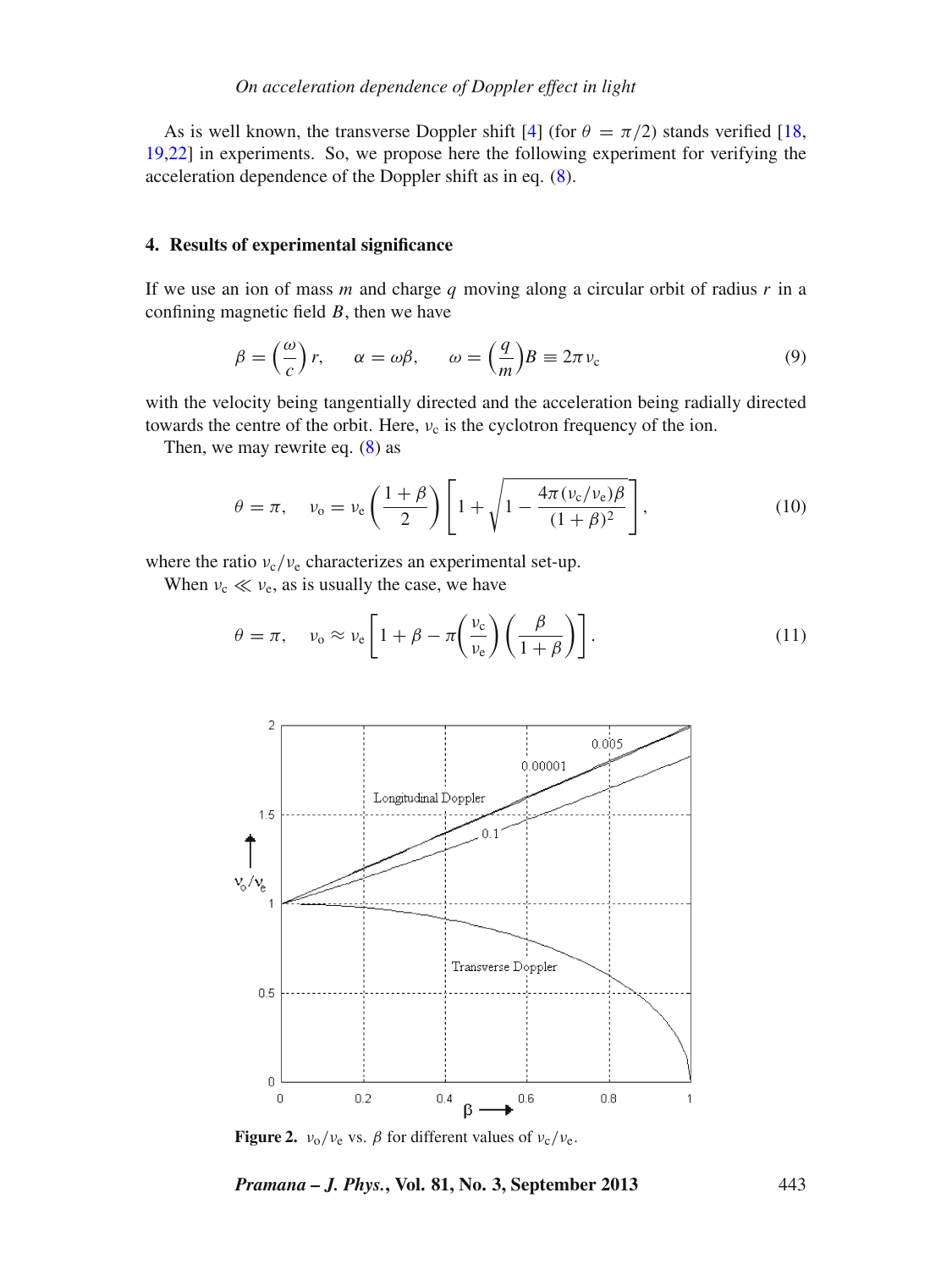As is well known, the transverse Doppler shift [4] (for $\theta = \pi/2$) stands verified [18, 19,22] in experiments. So, we propose here the following experiment for verifying the acceleration dependence of the Doppler shift as in eq. (8).

## 4. Results of experimental significance

If we use an ion of mass $m$ and charge $q$ moving along a circular orbit of radius $r$ in a confining magnetic field $B$, then we have

$$\beta = \left(\frac{\omega}{c}\right) r, \quad \alpha = \omega\beta, \quad \omega = \left(\frac{q}{m}\right) B \equiv 2\pi \nu_c \tag{9}$$

with the velocity being tangentially directed and the acceleration being radially directed towards the centre of the orbit. Here, $\nu_c$ is the cyclotron frequency of the ion.

Then, we may rewrite eq. (8) as

$$\theta = \pi, \quad \nu_o = \nu_e \left(\frac{1+\beta}{2}\right) \left[1 + \sqrt{1 - \frac{4\pi(\nu_c/\nu_e)\beta}{(1+\beta)^2}}\right], \tag{10}$$

where the ratio $\nu_c/\nu_e$ characterizes an experimental set-up.

When $\nu_c \ll \nu_e$, as is usually the case, we have

$$\theta = \pi, \quad \nu_o \approx \nu_e \left[1 + \beta - \pi\left(\frac{\nu_c}{\nu_e}\right)\left(\frac{\beta}{1+\beta}\right)\right]. \tag{11}$$

**Figure 2.** $\nu_o/\nu_e$ vs. $\beta$ for different values of $\nu_c/\nu_e$.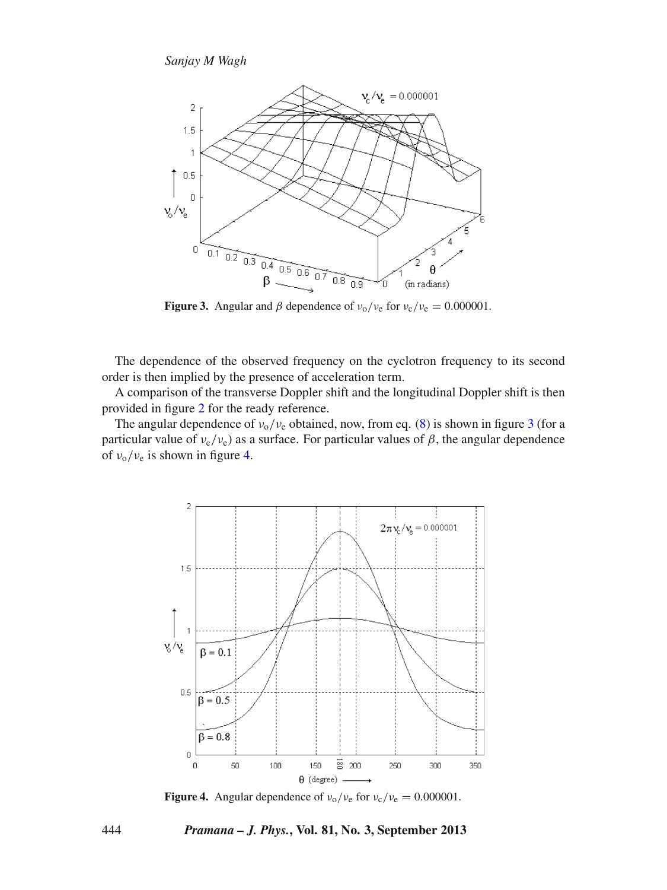**Figure 3.** Angular and $\beta$ dependence of $\nu_o/\nu_e$ for $\nu_c/\nu_e = 0.000001$.

The dependence of the observed frequency on the cyclotron frequency to its second order is then implied by the presence of acceleration term.

A comparison of the transverse Doppler shift and the longitudinal Doppler shift is then provided in figure 2 for the ready reference.

The angular dependence of $\nu_o/\nu_e$ obtained, now, from eq. (8) is shown in figure 3 (for a particular value of $\nu_c/\nu_e$) as a surface. For particular values of $\beta$, the angular dependence of $\nu_o/\nu_e$ is shown in figure 4.

**Figure 4.** Angular dependence of $\nu_o/\nu_e$ for $\nu_c/\nu_e = 0.000001$.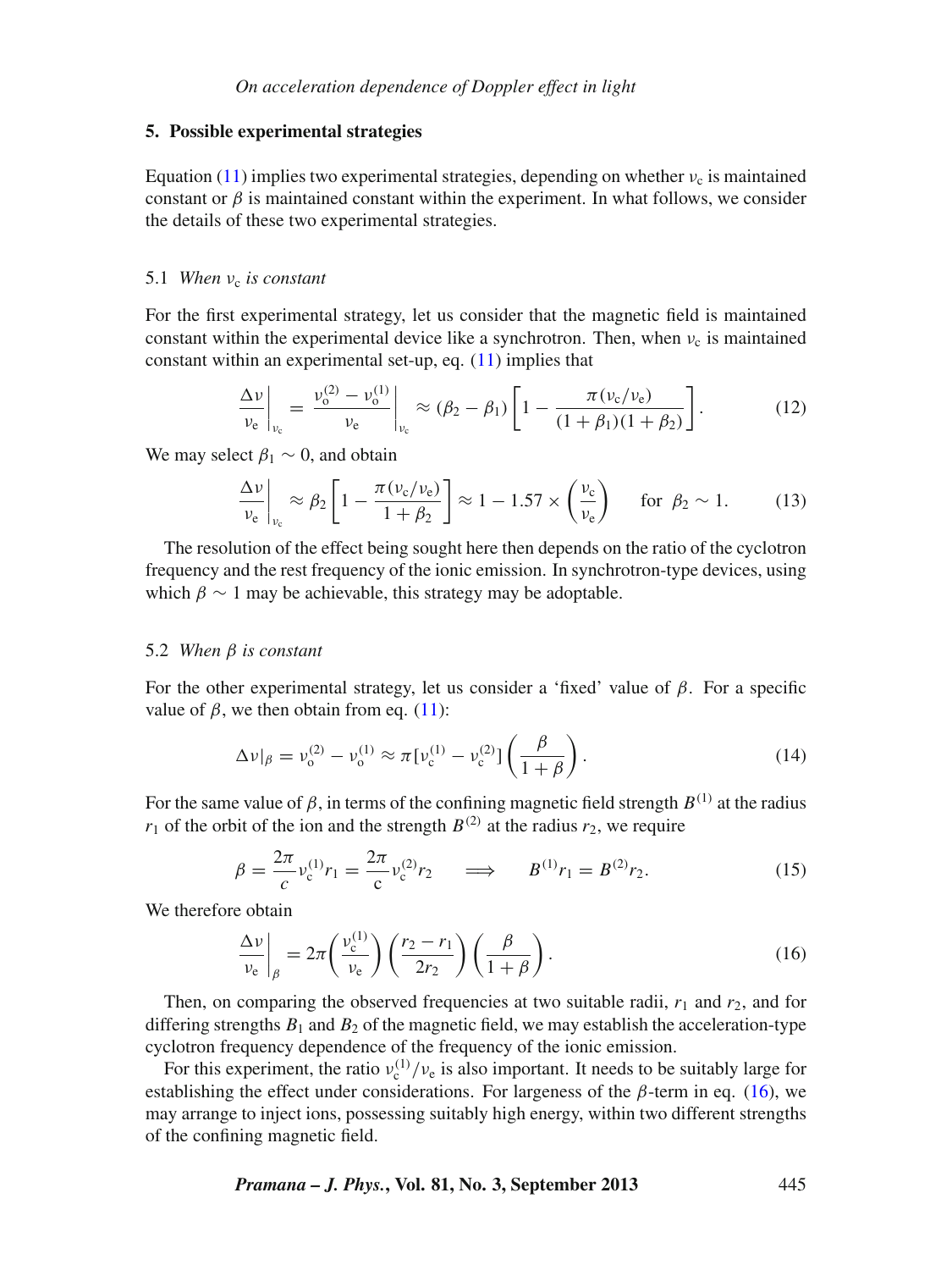## 5. Possible experimental strategies

Equation (11) implies two experimental strategies, depending on whether $\nu_c$ is maintained constant or $\beta$ is maintained constant within the experiment. In what follows, we consider the details of these two experimental strategies.

### 5.1 *When $\nu_c$ is constant*

For the first experimental strategy, let us consider that the magnetic field is maintained constant within the experimental device like a synchrotron. Then, when $\nu_c$ is maintained constant within an experimental set-up, eq. (11) implies that

$$\left.\frac{\Delta\nu}{\nu_e}\right|_{\nu_c} = \left.\frac{\nu_o^{(2)} - \nu_o^{(1)}}{\nu_e}\right|_{\nu_c} \approx (\beta_2 - \beta_1)\left[1 - \frac{\pi(\nu_c/\nu_e)}{(1+\beta_1)(1+\beta_2)}\right]. \tag{12}$$

We may select $\beta_1 \sim 0$, and obtain

$$\left.\frac{\Delta\nu}{\nu_e}\right|_{\nu_c} \approx \beta_2\left[1 - \frac{\pi(\nu_c/\nu_e)}{1+\beta_2}\right] \approx 1 - 1.57 \times \left(\frac{\nu_c}{\nu_e}\right) \quad \text{for } \beta_2 \sim 1. \tag{13}$$

The resolution of the effect being sought here then depends on the ratio of the cyclotron frequency and the rest frequency of the ionic emission. In synchrotron-type devices, using which $\beta \sim 1$ may be achievable, this strategy may be adoptable.

### 5.2 *When $\beta$ is constant*

For the other experimental strategy, let us consider a 'fixed' value of $\beta$. For a specific value of $\beta$, we then obtain from eq. (11):

$$\Delta\nu|_\beta = \nu_o^{(2)} - \nu_o^{(1)} \approx \pi[\nu_c^{(1)} - \nu_c^{(2)}]\left(\frac{\beta}{1+\beta}\right). \tag{14}$$

For the same value of $\beta$, in terms of the confining magnetic field strength $B^{(1)}$ at the radius $r_1$ of the orbit of the ion and the strength $B^{(2)}$ at the radius $r_2$, we require

$$\beta = \frac{2\pi}{c}\nu_c^{(1)} r_1 = \frac{2\pi}{c}\nu_c^{(2)} r_2 \quad \Longrightarrow \quad B^{(1)} r_1 = B^{(2)} r_2. \tag{15}$$

We therefore obtain

$$\left.\frac{\Delta\nu}{\nu_e}\right|_\beta = 2\pi\left(\frac{\nu_c^{(1)}}{\nu_e}\right)\left(\frac{r_2 - r_1}{2r_2}\right)\left(\frac{\beta}{1+\beta}\right). \tag{16}$$

Then, on comparing the observed frequencies at two suitable radii, $r_1$ and $r_2$, and for differing strengths $B_1$ and $B_2$ of the magnetic field, we may establish the acceleration-type cyclotron frequency dependence of the frequency of the ionic emission.

For this experiment, the ratio $\nu_c^{(1)}/\nu_e$ is also important. It needs to be suitably large for establishing the effect under considerations. For largeness of the $\beta$-term in eq. (16), we may arrange to inject ions, possessing suitably high energy, within two different strengths of the confining magnetic field.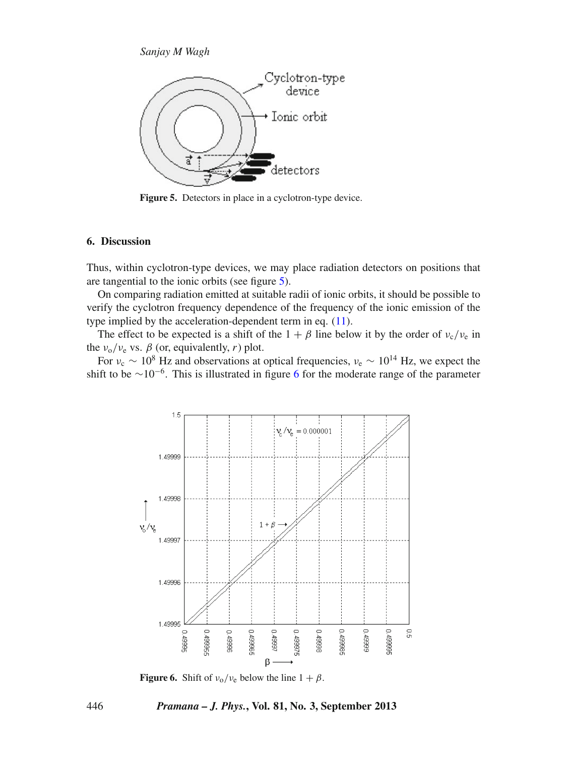Figure 5. Detectors in place in a cyclotron-type device.

## 6. Discussion

Thus, within cyclotron-type devices, we may place radiation detectors on positions that are tangential to the ionic orbits (see figure 5).

On comparing radiation emitted at suitable radii of ionic orbits, it should be possible to verify the cyclotron frequency dependence of the frequency of the ionic emission of the type implied by the acceleration-dependent term in eq. (11).

The effect to be expected is a shift of the $1 + \beta$ line below it by the order of $\nu_c/\nu_e$ in the $\nu_o/\nu_e$ vs. $\beta$ (or, equivalently, $r$) plot.

For $\nu_c \sim 10^8$ Hz and observations at optical frequencies, $\nu_e \sim 10^{14}$ Hz, we expect the shift to be $\sim 10^{-6}$. This is illustrated in figure 6 for the moderate range of the parameter

Figure 6. Shift of $\nu_o/\nu_e$ below the line $1 + \beta$.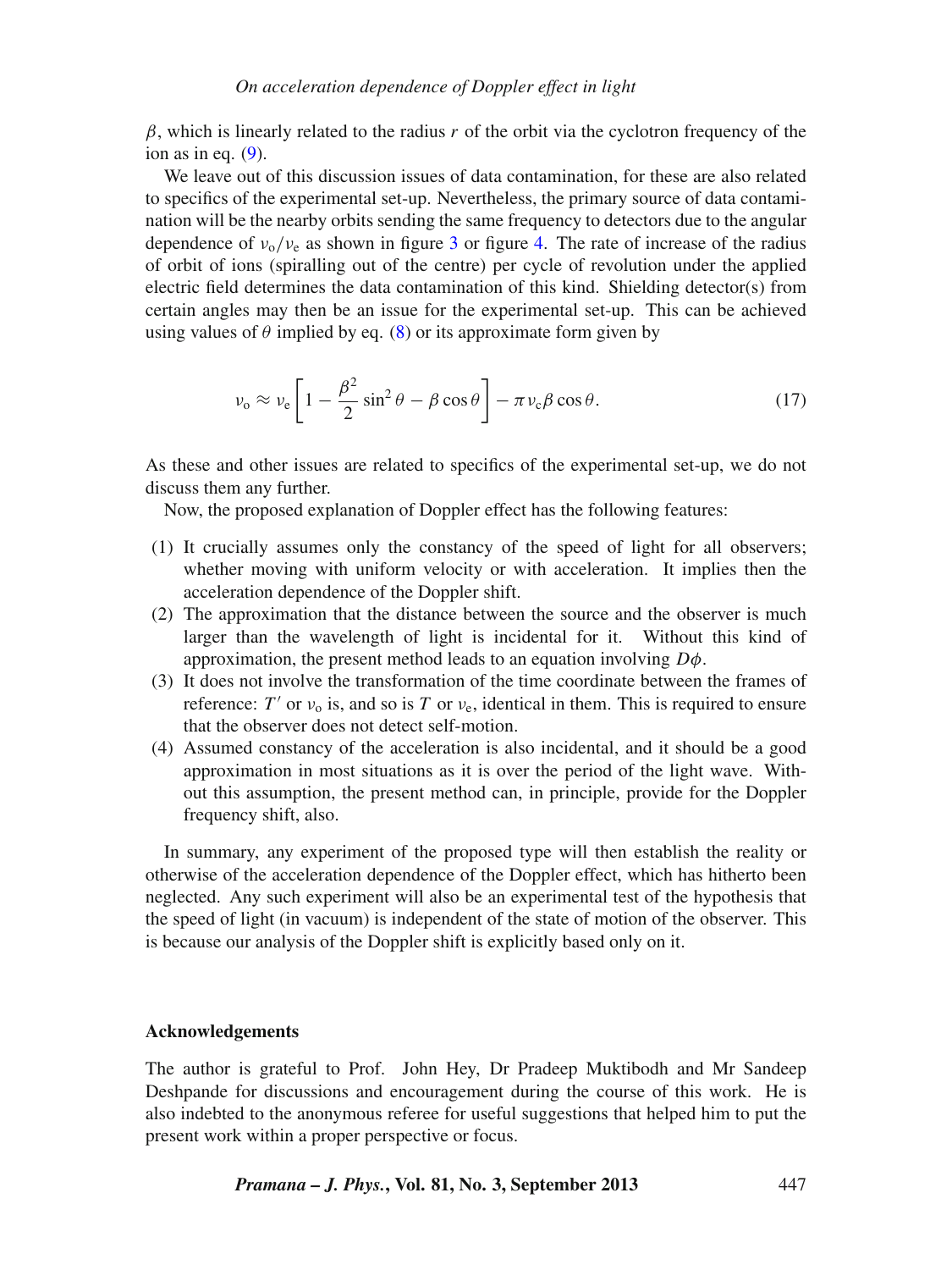$\beta$, which is linearly related to the radius $r$ of the orbit via the cyclotron frequency of the ion as in eq. (9).

We leave out of this discussion issues of data contamination, for these are also related to specifics of the experimental set-up. Nevertheless, the primary source of data contamination will be the nearby orbits sending the same frequency to detectors due to the angular dependence of $\nu_o/\nu_e$ as shown in figure 3 or figure 4. The rate of increase of the radius of orbit of ions (spiralling out of the centre) per cycle of revolution under the applied electric field determines the data contamination of this kind. Shielding detector(s) from certain angles may then be an issue for the experimental set-up. This can be achieved using values of $\theta$ implied by eq. (8) or its approximate form given by

$$\nu_o \approx \nu_e \left[ 1 - \frac{\beta^2}{2} \sin^2 \theta - \beta \cos \theta \right] - \pi \nu_c \beta \cos \theta. \tag{17}$$

As these and other issues are related to specifics of the experimental set-up, we do not discuss them any further.

Now, the proposed explanation of Doppler effect has the following features:

(1) It crucially assumes only the constancy of the speed of light for all observers; whether moving with uniform velocity or with acceleration. It implies then the acceleration dependence of the Doppler shift.
(2) The approximation that the distance between the source and the observer is much larger than the wavelength of light is incidental for it. Without this kind of approximation, the present method leads to an equation involving $D\phi$.
(3) It does not involve the transformation of the time coordinate between the frames of reference: $T'$ or $\nu_o$ is, and so is $T$ or $\nu_e$, identical in them. This is required to ensure that the observer does not detect self-motion.
(4) Assumed constancy of the acceleration is also incidental, and it should be a good approximation in most situations as it is over the period of the light wave. Without this assumption, the present method can, in principle, provide for the Doppler frequency shift, also.

In summary, any experiment of the proposed type will then establish the reality or otherwise of the acceleration dependence of the Doppler effect, which has hitherto been neglected. Any such experiment will also be an experimental test of the hypothesis that the speed of light (in vacuum) is independent of the state of motion of the observer. This is because our analysis of the Doppler shift is explicitly based only on it.

## Acknowledgements

The author is grateful to Prof. John Hey, Dr Pradeep Muktibodh and Mr Sandeep Deshpande for discussions and encouragement during the course of this work. He is also indebted to the anonymous referee for useful suggestions that helped him to put the present work within a proper perspective or focus.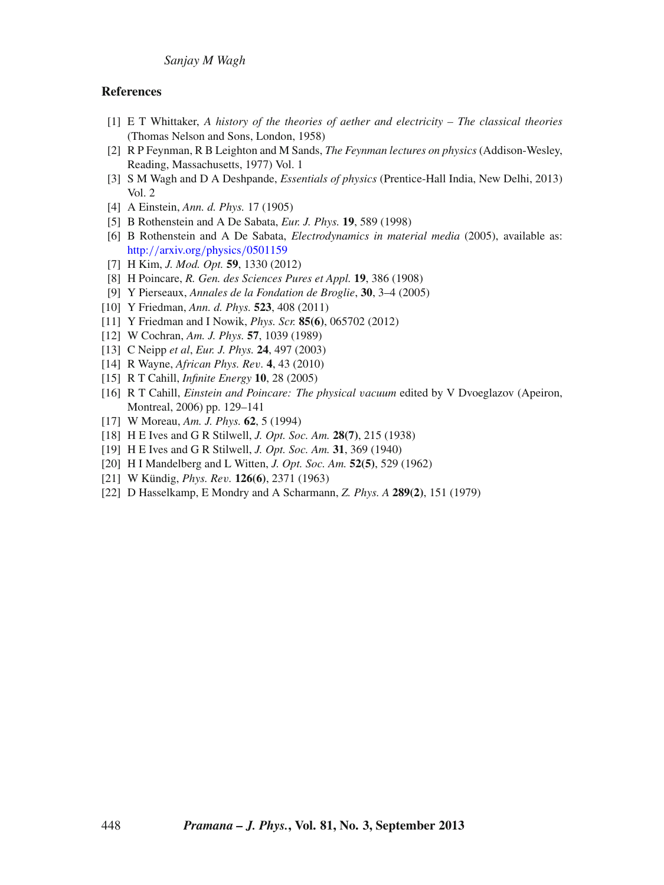## References

[1] E T Whittaker, *A history of the theories of aether and electricity – The classical theories* (Thomas Nelson and Sons, London, 1958)

[2] R P Feynman, R B Leighton and M Sands, *The Feynman lectures on physics* (Addison-Wesley, Reading, Massachusetts, 1977) Vol. 1

[3] S M Wagh and D A Deshpande, *Essentials of physics* (Prentice-Hall India, New Delhi, 2013) Vol. 2

[4] A Einstein, *Ann. d. Phys.* 17 (1905)

[5] B Rothenstein and A De Sabata, *Eur. J. Phys.* **19**, 589 (1998)

[6] B Rothenstein and A De Sabata, *Electrodynamics in material media* (2005), available as: http://arxiv.org/physics/0501159

[7] H Kim, *J. Mod. Opt.* **59**, 1330 (2012)

[8] H Poincare, *R. Gen. des Sciences Pures et Appl.* **19**, 386 (1908)

[9] Y Pierseaux, *Annales de la Fondation de Broglie*, **30**, 3–4 (2005)

[10] Y Friedman, *Ann. d. Phys.* **523**, 408 (2011)

[11] Y Friedman and I Nowik, *Phys. Scr.* **85(6)**, 065702 (2012)

[12] W Cochran, *Am. J. Phys.* **57**, 1039 (1989)

[13] C Neipp *et al*, *Eur. J. Phys.* **24**, 497 (2003)

[14] R Wayne, *African Phys. Rev*. **4**, 43 (2010)

[15] R T Cahill, *Infinite Energy* **10**, 28 (2005)

[16] R T Cahill, *Einstein and Poincare: The physical vacuum* edited by V Dvoeglazov (Apeiron, Montreal, 2006) pp. 129–141

[17] W Moreau, *Am. J. Phys.* **62**, 5 (1994)

[18] H E Ives and G R Stilwell, *J. Opt. Soc. Am.* **28(7)**, 215 (1938)

[19] H E Ives and G R Stilwell, *J. Opt. Soc. Am.* **31**, 369 (1940)

[20] H I Mandelberg and L Witten, *J. Opt. Soc. Am.* **52(5)**, 529 (1962)

[21] W Kündig, *Phys. Rev*. **126(6)**, 2371 (1963)

[22] D Hasselkamp, E Mondry and A Scharmann, *Z. Phys. A* **289(2)**, 151 (1979)